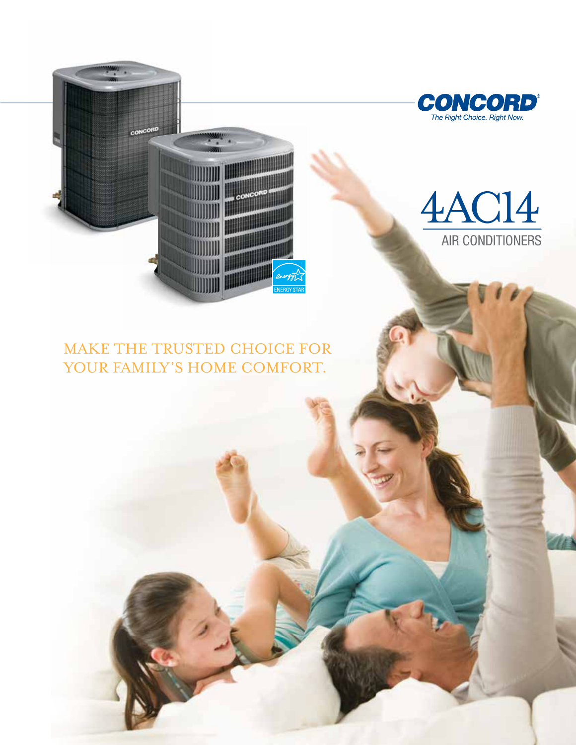**CONCORD®**

*The Right Choice. Right Now.*

# 4AC14

## AIR CONDITIONERS

MAKE THE TRUSTED CHOICE FOR YOUR FAMILY'S HOME COMFORT.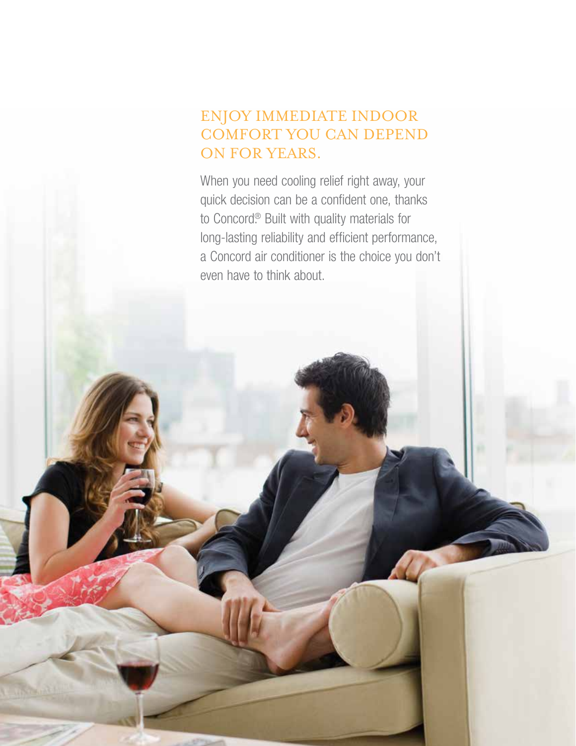## ENJOY IMMEDIATE INDOOR COMFORT YOU CAN DEPEND ON FOR YEARS.

When you need cooling relief right away, your quick decision can be a confident one, thanks to Concord.® Built with quality materials for long-lasting reliability and efficient performance, a Concord air conditioner is the choice you don't even have to think about.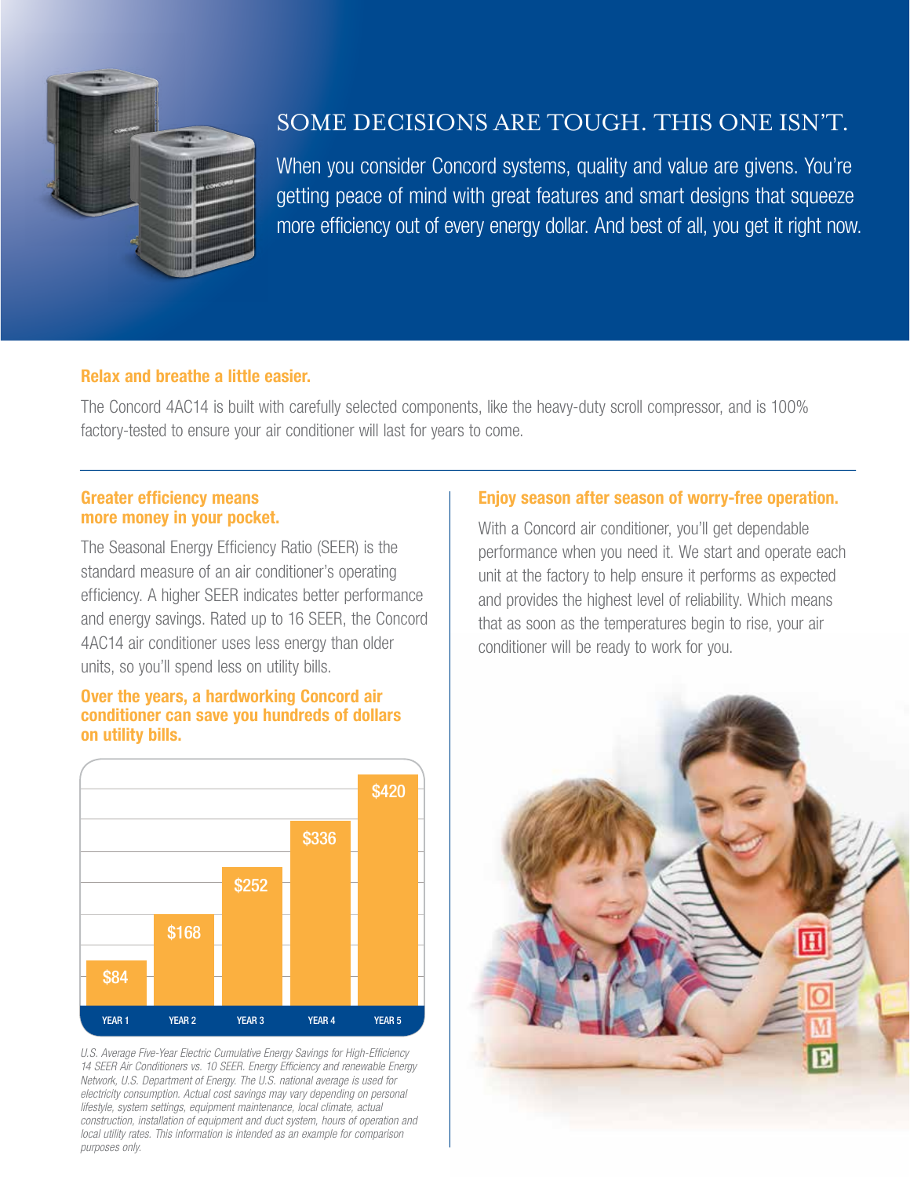## SOME DECISIONS ARE TOUGH. THIS ONE ISN'T.

When you consider Concord systems, quality and value are givens. You're getting peace of mind with great features and smart designs that squeeze more efficiency out of every energy dollar. And best of all, you get it right now.

### Relax and breathe a little easier.

The Concord 4AC14 is built with carefully selected components, like the heavy-duty scroll compressor, and is 100% factory-tested to ensure your air conditioner will last for years to come.

### Greater efficiency means more money in your pocket.

The Seasonal Energy Efficiency Ratio (SEER) is the standard measure of an air conditioner's operating efficiency. A higher SEER indicates better performance and energy savings. Rated up to 16 SEER, the Concord 4AC14 air conditioner uses less energy than older units, so you'll spend less on utility bills.

### Over the years, a hardworking Concord air conditioner can save you hundreds of dollars on utility bills.

| YEAR 1 | YEAR 2 | YEAR 3 | YEAR 4 | YEAR 5 |
|---|---|---|---|---|
| $84 | $168 | $252 | $336 | $420 |

*U.S. Average Five-Year Electric Cumulative Energy Savings for High-Efficiency 14 SEER Air Conditioners vs. 10 SEER. Energy Efficiency and renewable Energy Network, U.S. Department of Energy. The U.S. national average is used for electricity consumption. Actual cost savings may vary depending on personal lifestyle, system settings, equipment maintenance, local climate, actual construction, installation of equipment and duct system, hours of operation and local utility rates. This information is intended as an example for comparison purposes only.*

### Enjoy season after season of worry-free operation.

With a Concord air conditioner, you'll get dependable performance when you need it. We start and operate each unit at the factory to help ensure it performs as expected and provides the highest level of reliability. Which means that as soon as the temperatures begin to rise, your air conditioner will be ready to work for you.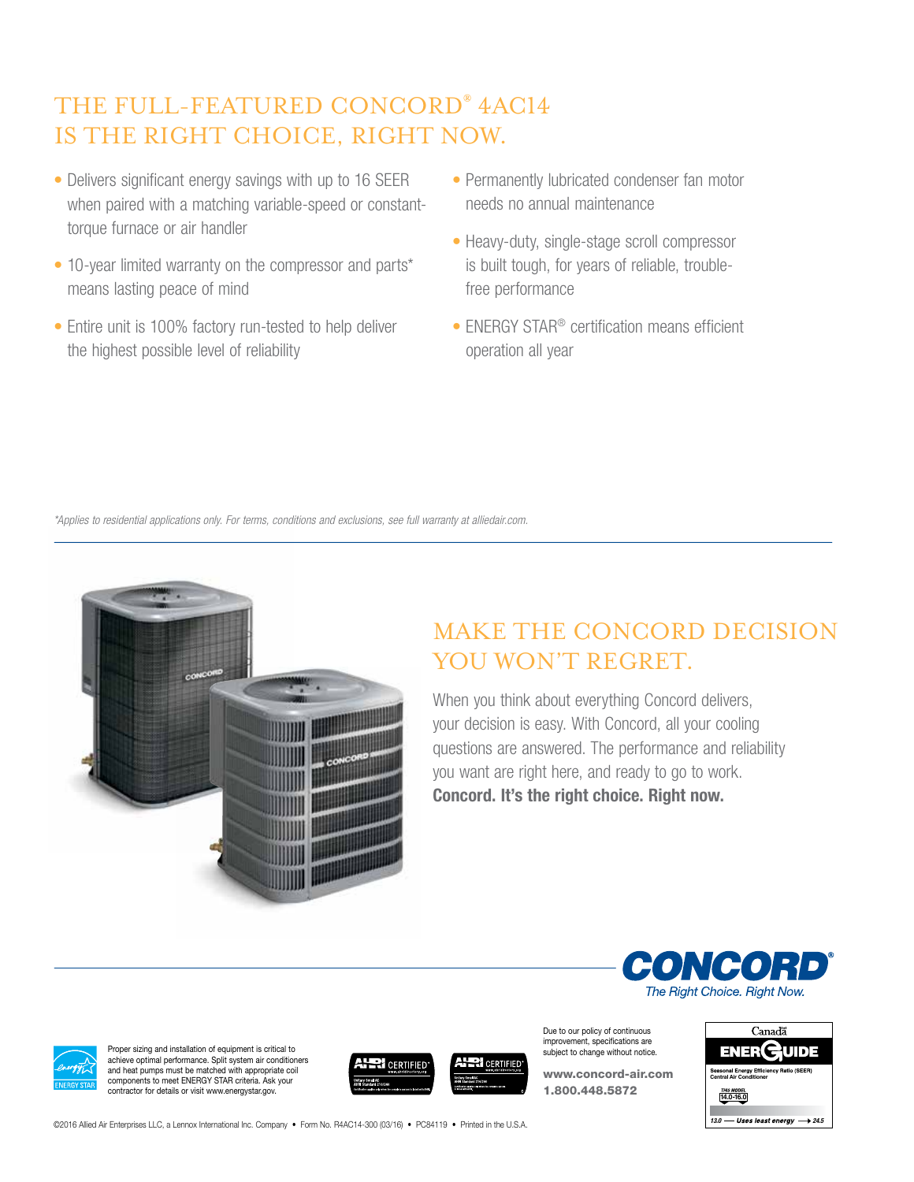# THE FULL-FEATURED CONCORD® 4AC14 IS THE RIGHT CHOICE, RIGHT NOW.

- Delivers significant energy savings with up to 16 SEER when paired with a matching variable-speed or constant-torque furnace or air handler
- 10-year limited warranty on the compressor and parts* means lasting peace of mind
- Entire unit is 100% factory run-tested to help deliver the highest possible level of reliability
- Permanently lubricated condenser fan motor needs no annual maintenance
- Heavy-duty, single-stage scroll compressor is built tough, for years of reliable, trouble-free performance
- ENERGY STAR® certification means efficient operation all year

*\*Applies to residential applications only. For terms, conditions and exclusions, see full warranty at alliedair.com.*

# MAKE THE CONCORD DECISION YOU WON'T REGRET.

When you think about everything Concord delivers, your decision is easy. With Concord, all your cooling questions are answered. The performance and reliability you want are right here, and ready to go to work. **Concord. It's the right choice. Right now.**

CONCORD®
The Right Choice. Right Now.

Proper sizing and installation of equipment is critical to achieve optimal performance. Split system air conditioners and heat pumps must be matched with appropriate coil components to meet ENERGY STAR criteria. Ask your contractor for details or visit www.energystar.gov.

AHRI CERTIFIED®

Due to our policy of continuous improvement, specifications are subject to change without notice.

**www.concord-air.com**
**1.800.448.5872**

Canada
ENERGUIDE
Seasonal Energy Efficiency Ratio (SEER)
Central Air Conditioner
THIS MODEL
14.0-16.0
13.0 — Uses least energy → 24.5

©2016 Allied Air Enterprises LLC, a Lennox International Inc. Company • Form No. R4AC14-300 (03/16) • PC84119 • Printed in the U.S.A.